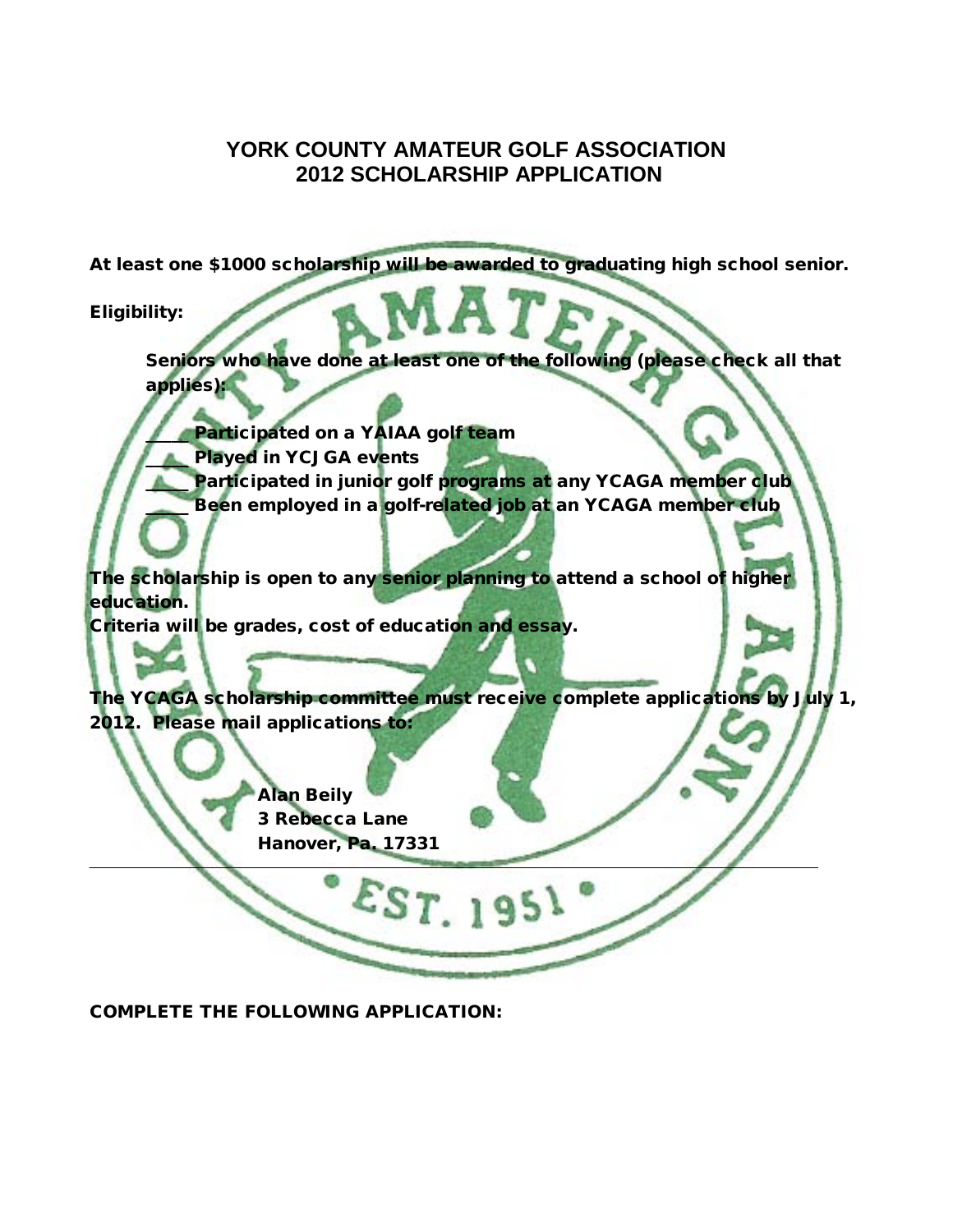# YORK COUNTY AMATEUR GOLF ASSOCIATION
# 2012 SCHOLARSHIP APPLICATION

**At least one $1000 scholarship will be awarded to graduating high school senior.**

**Eligibility:**

**Seniors who have done at least one of the following (please check all that applies):**

**____ Participated on a YAIAA golf team**
**____ Played in YCJGA events**
**____ Participated in junior golf programs at any YCAGA member club**
**____ Been employed in a golf-related job at an YCAGA member club**

**The scholarship is open to any senior planning to attend a school of higher education.**
**Criteria will be grades, cost of education and essay.**

**The YCAGA scholarship committee must receive complete applications by July 1, 2012. Please mail applications to:**

**Alan Beily**
**3 Rebecca Lane**
**Hanover, Pa. 17331**

---

**COMPLETE THE FOLLOWING APPLICATION:**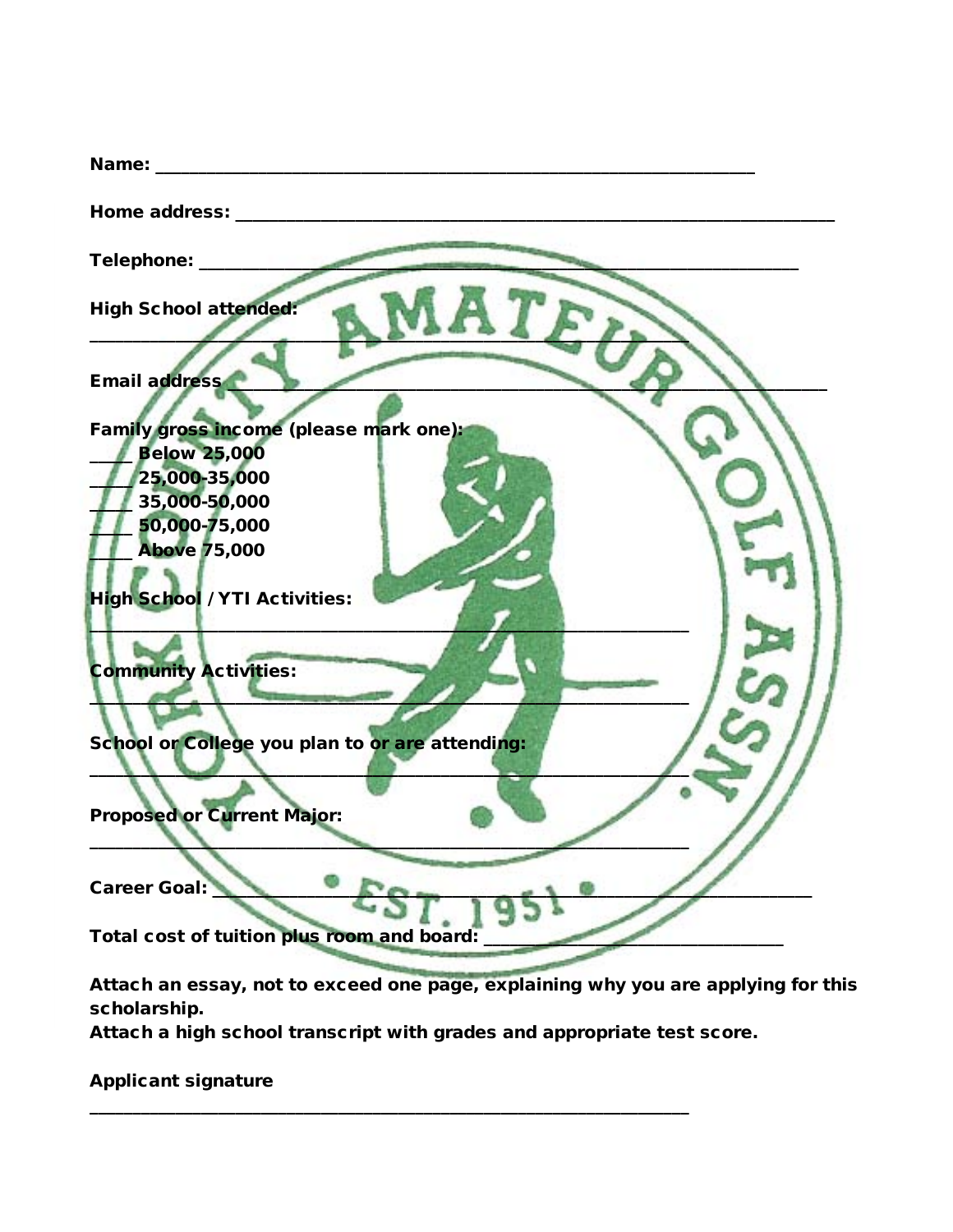**Name:** ______________________________________________________________

**Home address:** ______________________________________________________________

**Telephone:** ______________________________________________________________

**High School attended:**
______________________________________________________________

**Email address** ______________________________________________________________

**Family gross income (please mark one):**
____ **Below 25,000**
____ **25,000-35,000**
____ **35,000-50,000**
____ **50,000-75,000**
____ **Above 75,000**

**High School / YTI Activities:**
______________________________________________________________

**Community Activities:**
______________________________________________________________

**School or College you plan to or are attending:**
______________________________________________________________

**Proposed or Current Major:**
______________________________________________________________

**Career Goal:** ______________________________________________________________

**Total cost of tuition plus room and board:** ________________________________

**Attach an essay, not to exceed one page, explaining why you are applying for this scholarship.**
**Attach a high school transcript with grades and appropriate test score.**

**Applicant signature**
______________________________________________________________